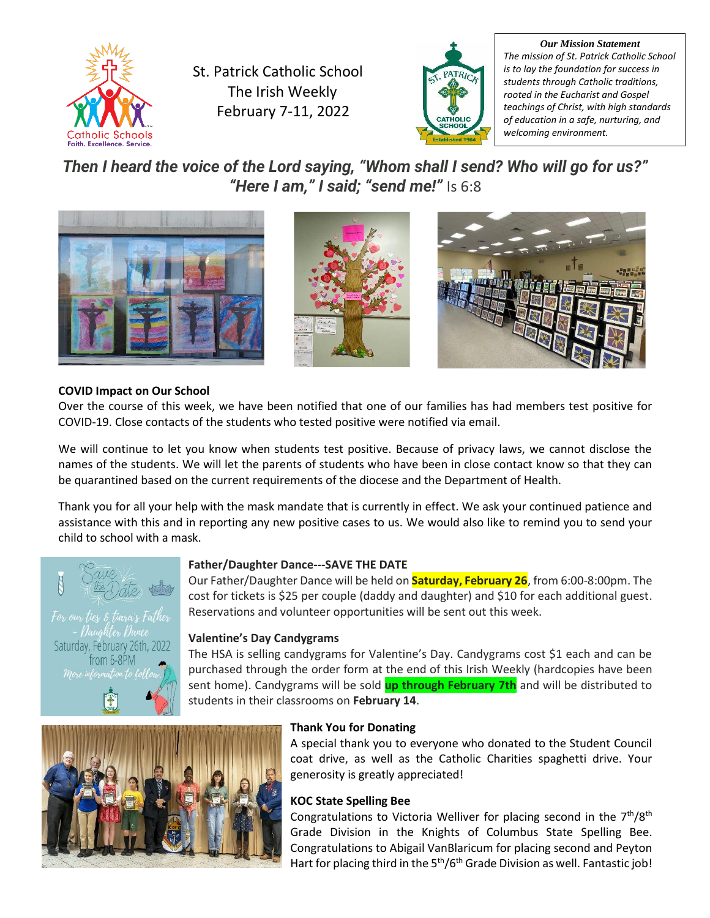St. Patrick Catholic School
The Irish Weekly
February 7-11, 2022

***Our Mission Statement***
*The mission of St. Patrick Catholic School is to lay the foundation for success in students through Catholic traditions, rooted in the Eucharist and Gospel teachings of Christ, with high standards of education in a safe, nurturing, and welcoming environment.*

***Then I heard the voice of the Lord saying, "Whom shall I send? Who will go for us?" "Here I am," I said; "send me!"*** Is 6:8

**COVID Impact on Our School**

Over the course of this week, we have been notified that one of our families has had members test positive for COVID-19. Close contacts of the students who tested positive were notified via email.

We will continue to let you know when students test positive. Because of privacy laws, we cannot disclose the names of the students. We will let the parents of students who have been in close contact know so that they can be quarantined based on the current requirements of the diocese and the Department of Health.

Thank you for all your help with the mask mandate that is currently in effect. We ask your continued patience and assistance with this and in reporting any new positive cases to us. We would also like to remind you to send your child to school with a mask.

**Father/Daughter Dance---SAVE THE DATE**

Our Father/Daughter Dance will be held on **Saturday, February 26**, from 6:00-8:00pm. The cost for tickets is $25 per couple (daddy and daughter) and $10 for each additional guest. Reservations and volunteer opportunities will be sent out this week.

**Valentine's Day Candygrams**

The HSA is selling candygrams for Valentine's Day. Candygrams cost $1 each and can be purchased through the order form at the end of this Irish Weekly (hardcopies have been sent home). Candygrams will be sold **up through February 7th** and will be distributed to students in their classrooms on **February 14**.

**Thank You for Donating**

A special thank you to everyone who donated to the Student Council coat drive, as well as the Catholic Charities spaghetti drive. Your generosity is greatly appreciated!

**KOC State Spelling Bee**

Congratulations to Victoria Welliver for placing second in the 7th/8th Grade Division in the Knights of Columbus State Spelling Bee. Congratulations to Abigail VanBlaricum for placing second and Peyton Hart for placing third in the 5th/6th Grade Division as well. Fantastic job!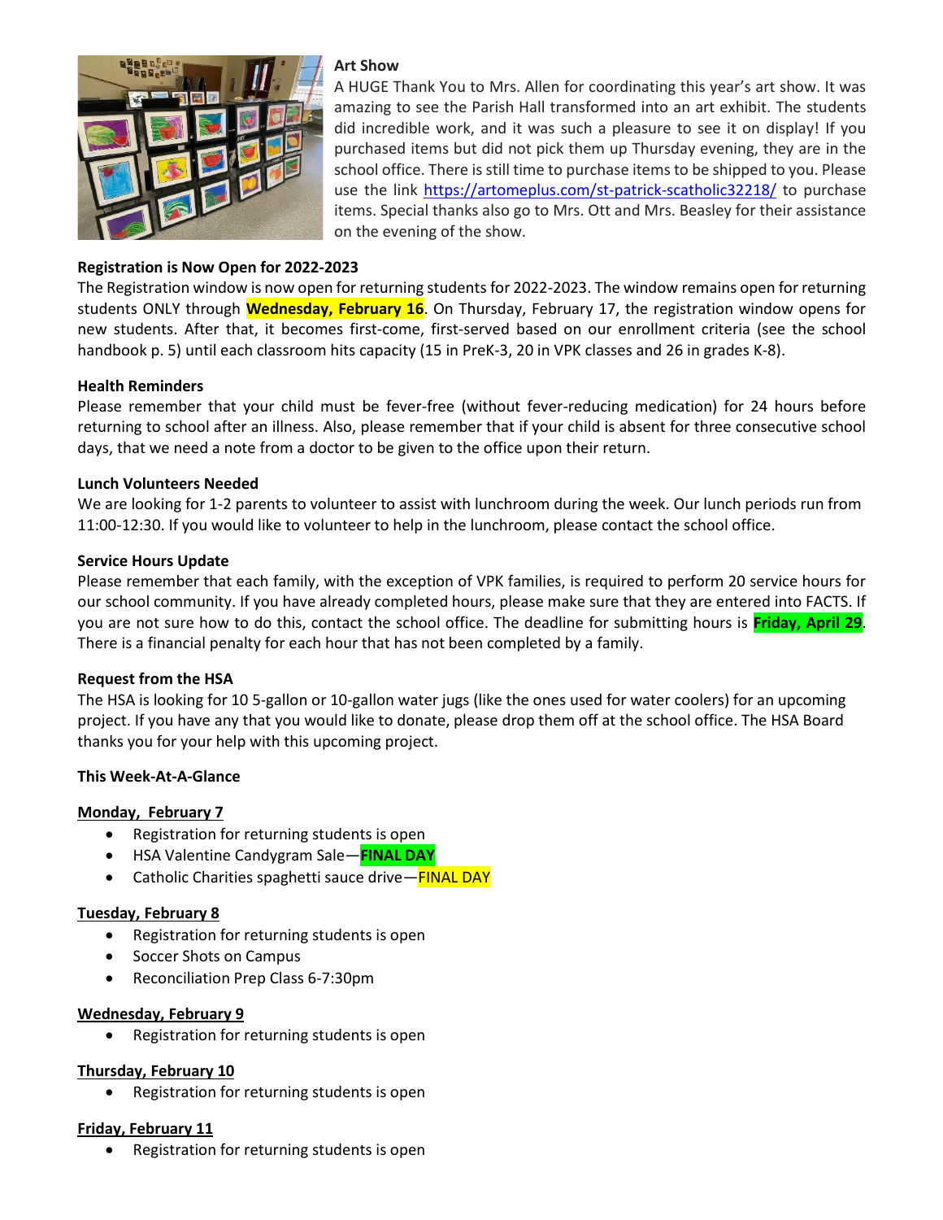**Art Show**

A HUGE Thank You to Mrs. Allen for coordinating this year's art show. It was amazing to see the Parish Hall transformed into an art exhibit. The students did incredible work, and it was such a pleasure to see it on display! If you purchased items but did not pick them up Thursday evening, they are in the school office. There is still time to purchase items to be shipped to you. Please use the link https://artomeplus.com/st-patrick-scatholic32218/ to purchase items. Special thanks also go to Mrs. Ott and Mrs. Beasley for their assistance on the evening of the show.

**Registration is Now Open for 2022-2023**

The Registration window is now open for returning students for 2022-2023. The window remains open for returning students ONLY through **Wednesday, February 16**. On Thursday, February 17, the registration window opens for new students. After that, it becomes first-come, first-served based on our enrollment criteria (see the school handbook p. 5) until each classroom hits capacity (15 in PreK-3, 20 in VPK classes and 26 in grades K-8).

**Health Reminders**

Please remember that your child must be fever-free (without fever-reducing medication) for 24 hours before returning to school after an illness. Also, please remember that if your child is absent for three consecutive school days, that we need a note from a doctor to be given to the office upon their return.

**Lunch Volunteers Needed**

We are looking for 1-2 parents to volunteer to assist with lunchroom during the week. Our lunch periods run from 11:00-12:30. If you would like to volunteer to help in the lunchroom, please contact the school office.

**Service Hours Update**

Please remember that each family, with the exception of VPK families, is required to perform 20 service hours for our school community. If you have already completed hours, please make sure that they are entered into FACTS. If you are not sure how to do this, contact the school office. The deadline for submitting hours is **Friday, April 29**. There is a financial penalty for each hour that has not been completed by a family.

**Request from the HSA**

The HSA is looking for 10 5-gallon or 10-gallon water jugs (like the ones used for water coolers) for an upcoming project. If you have any that you would like to donate, please drop them off at the school office. The HSA Board thanks you for your help with this upcoming project.

**This Week-At-A-Glance**

**Monday, February 7**

- Registration for returning students is open
- HSA Valentine Candygram Sale—**FINAL DAY**
- Catholic Charities spaghetti sauce drive—FINAL DAY

**Tuesday, February 8**

- Registration for returning students is open
- Soccer Shots on Campus
- Reconciliation Prep Class 6-7:30pm

**Wednesday, February 9**

- Registration for returning students is open

**Thursday, February 10**

- Registration for returning students is open

**Friday, February 11**

- Registration for returning students is open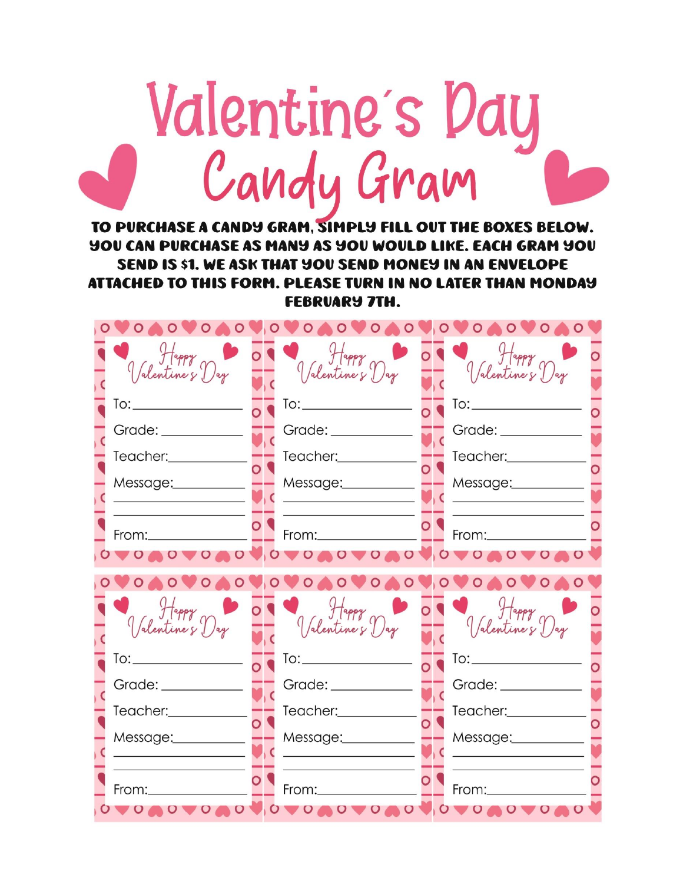# Valentine's Day Candy Gram

**TO PURCHASE A CANDY GRAM, SIMPLY FILL OUT THE BOXES BELOW. YOU CAN PURCHASE AS MANY AS YOU WOULD LIKE. EACH GRAM YOU SEND IS $1. WE ASK THAT YOU SEND MONEY IN AN ENVELOPE ATTACHED TO THIS FORM. PLEASE TURN IN NO LATER THAN MONDAY FEBRUARY 7TH.**

*Happy Valentine's Day*

To:_______________

Grade: ____________

Teacher:___________

Message:__________

___________________

___________________

From:_____________

*Happy Valentine's Day*

To:_______________

Grade: ____________

Teacher:___________

Message:__________

___________________

___________________

From:_____________

*Happy Valentine's Day*

To:_______________

Grade: ____________

Teacher:___________

Message:__________

___________________

___________________

From:_____________

*Happy Valentine's Day*

To:_______________

Grade: ____________

Teacher:___________

Message:__________

___________________

___________________

From:_____________

*Happy Valentine's Day*

To:_______________

Grade: ____________

Teacher:___________

Message:__________

___________________

___________________

From:_____________

*Happy Valentine's Day*

To:_______________

Grade: ____________

Teacher:___________

Message:__________

___________________

___________________

From:_____________